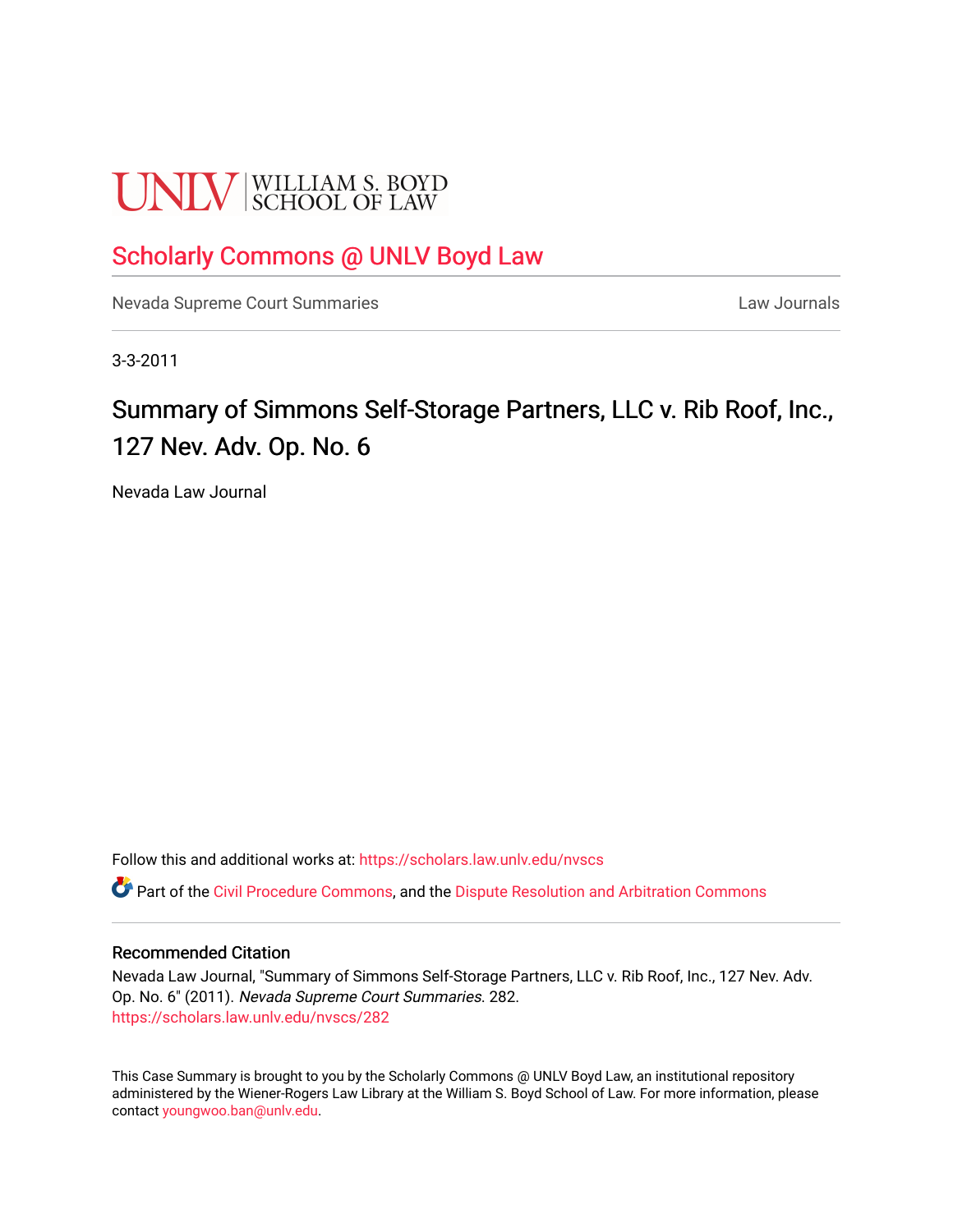UNLV | WILLIAM S. BOYD SCHOOL OF LAW

# Scholarly Commons @ UNLV Boyd Law

Nevada Supreme Court Summaries | Law Journals

3-3-2011

# Summary of Simmons Self-Storage Partners, LLC v. Rib Roof, Inc., 127 Nev. Adv. Op. No. 6

Nevada Law Journal

Follow this and additional works at: https://scholars.law.unlv.edu/nvscs

Part of the Civil Procedure Commons, and the Dispute Resolution and Arbitration Commons

## Recommended Citation

Nevada Law Journal, "Summary of Simmons Self-Storage Partners, LLC v. Rib Roof, Inc., 127 Nev. Adv. Op. No. 6" (2011). *Nevada Supreme Court Summaries*. 282.
https://scholars.law.unlv.edu/nvscs/282

This Case Summary is brought to you by the Scholarly Commons @ UNLV Boyd Law, an institutional repository administered by the Wiener-Rogers Law Library at the William S. Boyd School of Law. For more information, please contact youngwoo.ban@unlv.edu.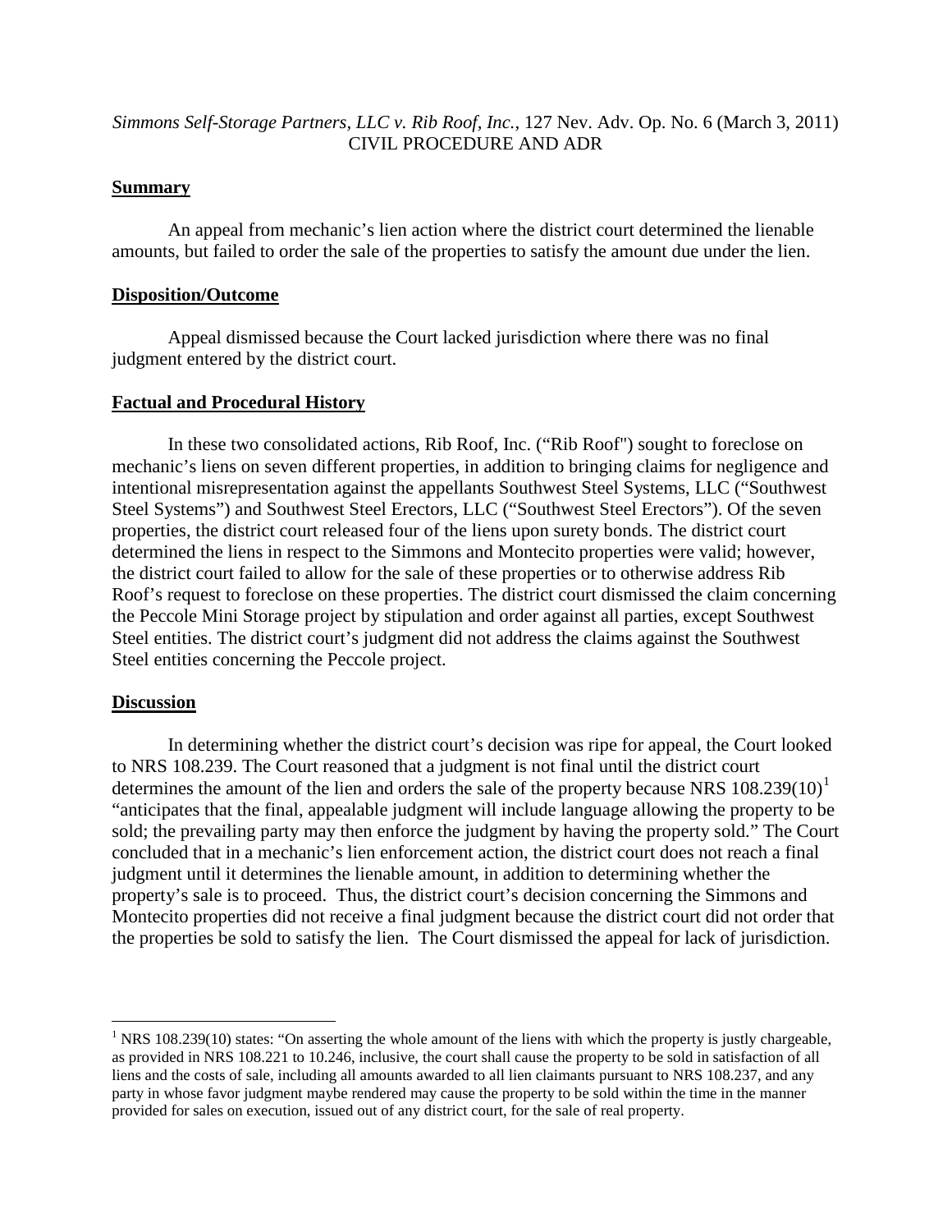*Simmons Self-Storage Partners, LLC v. Rib Roof, Inc.*, 127 Nev. Adv. Op. No. 6 (March 3, 2011)
CIVIL PROCEDURE AND ADR

**Summary**

An appeal from mechanic's lien action where the district court determined the lienable amounts, but failed to order the sale of the properties to satisfy the amount due under the lien.

**Disposition/Outcome**

Appeal dismissed because the Court lacked jurisdiction where there was no final judgment entered by the district court.

**Factual and Procedural History**

In these two consolidated actions, Rib Roof, Inc. ("Rib Roof") sought to foreclose on mechanic's liens on seven different properties, in addition to bringing claims for negligence and intentional misrepresentation against the appellants Southwest Steel Systems, LLC ("Southwest Steel Systems") and Southwest Steel Erectors, LLC ("Southwest Steel Erectors"). Of the seven properties, the district court released four of the liens upon surety bonds. The district court determined the liens in respect to the Simmons and Montecito properties were valid; however, the district court failed to allow for the sale of these properties or to otherwise address Rib Roof's request to foreclose on these properties. The district court dismissed the claim concerning the Peccole Mini Storage project by stipulation and order against all parties, except Southwest Steel entities. The district court's judgment did not address the claims against the Southwest Steel entities concerning the Peccole project.

**Discussion**

In determining whether the district court's decision was ripe for appeal, the Court looked to NRS 108.239. The Court reasoned that a judgment is not final until the district court determines the amount of the lien and orders the sale of the property because NRS 108.239(10)[1] "anticipates that the final, appealable judgment will include language allowing the property to be sold; the prevailing party may then enforce the judgment by having the property sold." The Court concluded that in a mechanic's lien enforcement action, the district court does not reach a final judgment until it determines the lienable amount, in addition to determining whether the property's sale is to proceed. Thus, the district court's decision concerning the Simmons and Montecito properties did not receive a final judgment because the district court did not order that the properties be sold to satisfy the lien. The Court dismissed the appeal for lack of jurisdiction.

---

[1] NRS 108.239(10) states: "On asserting the whole amount of the liens with which the property is justly chargeable, as provided in NRS 108.221 to 10.246, inclusive, the court shall cause the property to be sold in satisfaction of all liens and the costs of sale, including all amounts awarded to all lien claimants pursuant to NRS 108.237, and any party in whose favor judgment maybe rendered may cause the property to be sold within the time in the manner provided for sales on execution, issued out of any district court, for the sale of real property.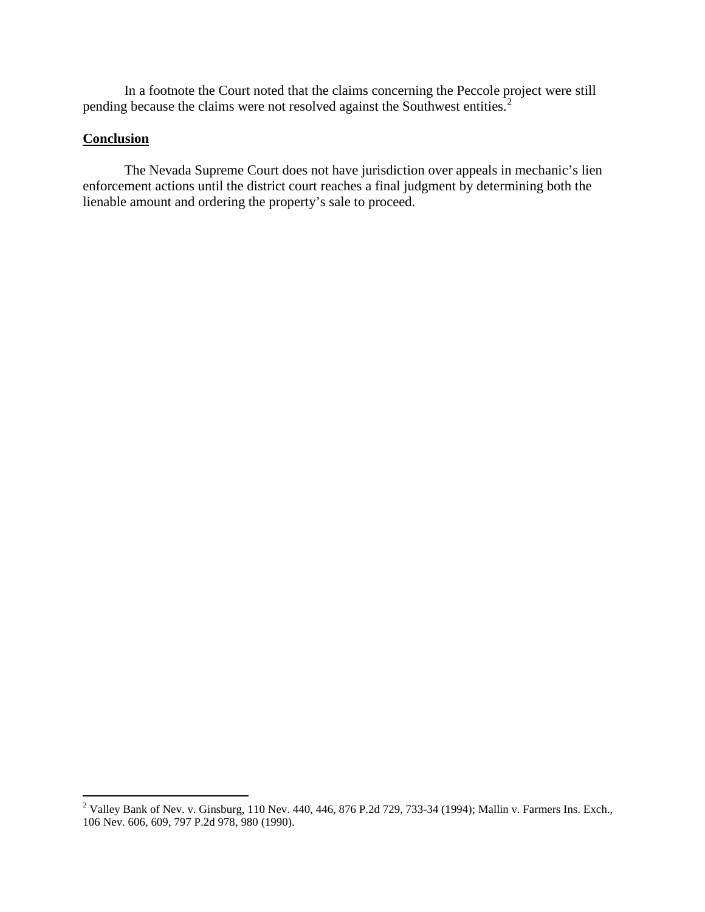In a footnote the Court noted that the claims concerning the Peccole project were still pending because the claims were not resolved against the Southwest entities.[2]

## **Conclusion**

The Nevada Supreme Court does not have jurisdiction over appeals in mechanic's lien enforcement actions until the district court reaches a final judgment by determining both the lienable amount and ordering the property's sale to proceed.

---

[2] Valley Bank of Nev. v. Ginsburg, 110 Nev. 440, 446, 876 P.2d 729, 733-34 (1994); Mallin v. Farmers Ins. Exch., 106 Nev. 606, 609, 797 P.2d 978, 980 (1990).